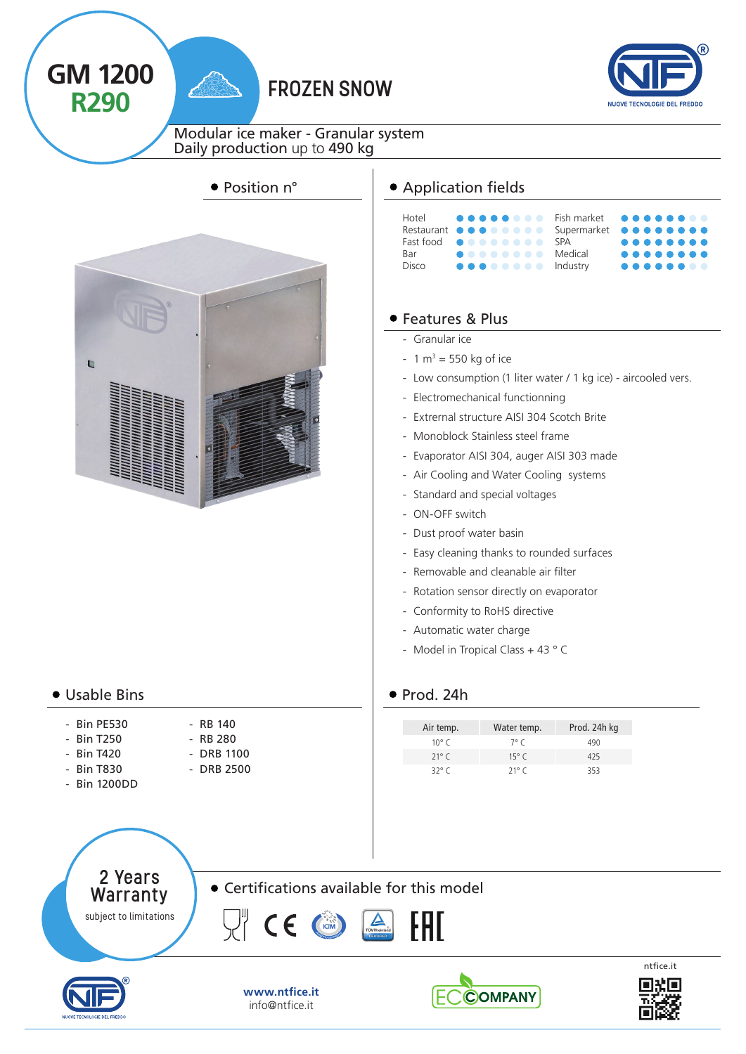# GM 1200 R290

## FROZEN SNOW

Modular ice maker - Granular system
Daily production up to **490 kg**

## Position n°

## Application fields

| | | | |
|---|---|---|---|
| Hotel | ●●●●●○○○ | Fish market | ●●●●●●○○ |
| Restaurant | ●●●○○○○○ | Supermarket | ●●●●●●●● |
| Fast food | ●○○○○○○○ | SPA | ●●●●●●●● |
| Bar | ●○○○○○○○ | Medical | ●●●●●●●● |
| Disco | ●●●○○○○○ | Industry | ●●●●●●○○ |

## Features & Plus

- Granular ice
- 1 $m^3$ = 550 kg of ice
- Low consumption (1 liter water / 1 kg ice) - aircooled vers.
- Electromechanical functionning
- Extrernal structure AISI 304 Scotch Brite
- Monoblock Stainless steel frame
- Evaporator AISI 304, auger AISI 303 made
- Air Cooling and Water Cooling systems
- Standard and special voltages
- ON-OFF switch
- Dust proof water basin
- Easy cleaning thanks to rounded surfaces
- Removable and cleanable air filter
- Rotation sensor directly on evaporator
- Conformity to RoHS directive
- Automatic water charge
- Model in Tropical Class + 43 ° C

## Usable Bins

- Bin PE530
- Bin T250
- Bin T420
- Bin T830
- Bin 1200DD
- RB 140
- RB 280
- DRB 1100
- DRB 2500

## Prod. 24h

| Air temp. | Water temp. | Prod. 24h kg |
|---|---|---|
| 10° C | 7° C | 490 |
| 21° C | 15° C | 425 |
| 32° C | 21° C | 353 |

**2 Years Warranty**
subject to limitations

## Certifications available for this model

**www.ntfice.it**
info@ntfice.it

ntfice.it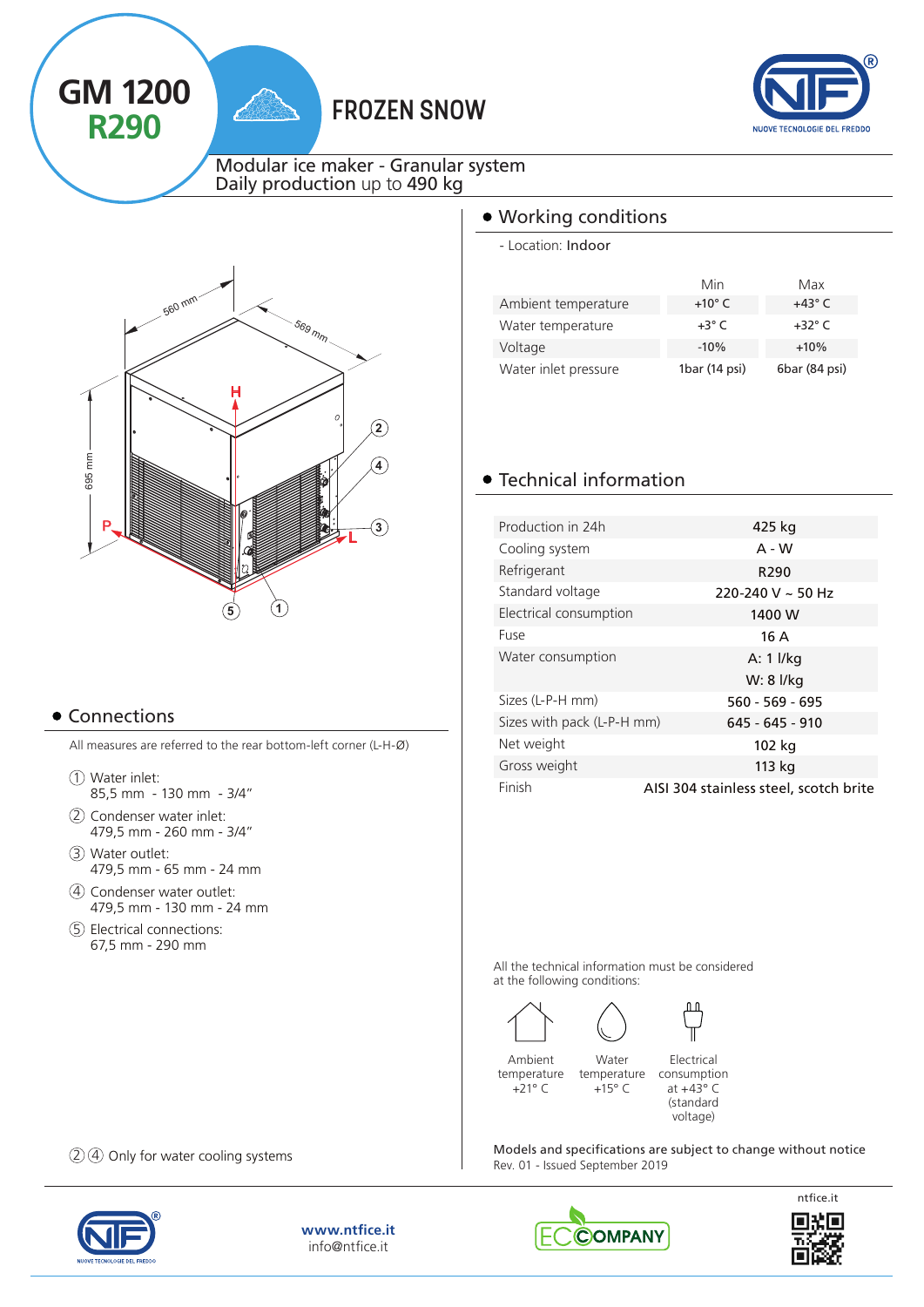# GM 1200 R290

## FROZEN SNOW

Modular ice maker - Granular system
Daily production up to **490 kg**

560 mm
569 mm
695 mm
H
P
L
2
4
3
5
1

## • Working conditions

- Location: **Indoor**

| | Min | Max |
|---|---|---|
| Ambient temperature | +10° C | +43° C |
| Water temperature | +3° C | +32° C |
| Voltage | -10% | +10% |
| Water inlet pressure | 1bar (14 psi) | 6bar (84 psi) |

## • Technical information

| | |
|---|---|
| Production in 24h | 425 kg |
| Cooling system | A - W |
| Refrigerant | R290 |
| Standard voltage | 220-240 V ~ 50 Hz |
| Electrical consumption | 1400 W |
| Fuse | 16 A |
| Water consumption | A: 1 l/kg<br>W: 8 l/kg |
| Sizes (L-P-H mm) | 560 - 569 - 695 |
| Sizes with pack (L-P-H mm) | 645 - 645 - 910 |
| Net weight | 102 kg |
| Gross weight | 113 kg |
| Finish | AISI 304 stainless steel, scotch brite |

## • Connections

All measures are referred to the rear bottom-left corner (L-H-Ø)

1. Water inlet:
   85,5 mm - 130 mm - 3/4"
2. Condenser water inlet:
   479,5 mm - 260 mm - 3/4"
3. Water outlet:
   479,5 mm - 65 mm - 24 mm
4. Condenser water outlet:
   479,5 mm - 130 mm - 24 mm
5. Electrical connections:
   67,5 mm - 290 mm

②④ Only for water cooling systems

All the technical information must be considered at the following conditions:

Ambient temperature +21° C

Water temperature +15° C

Electrical consumption at +43° C (standard voltage)

Models and specifications are subject to change without notice
Rev. 01 - Issued September 2019

**www.ntfice.it**
info@ntfice.it

ntfice.it